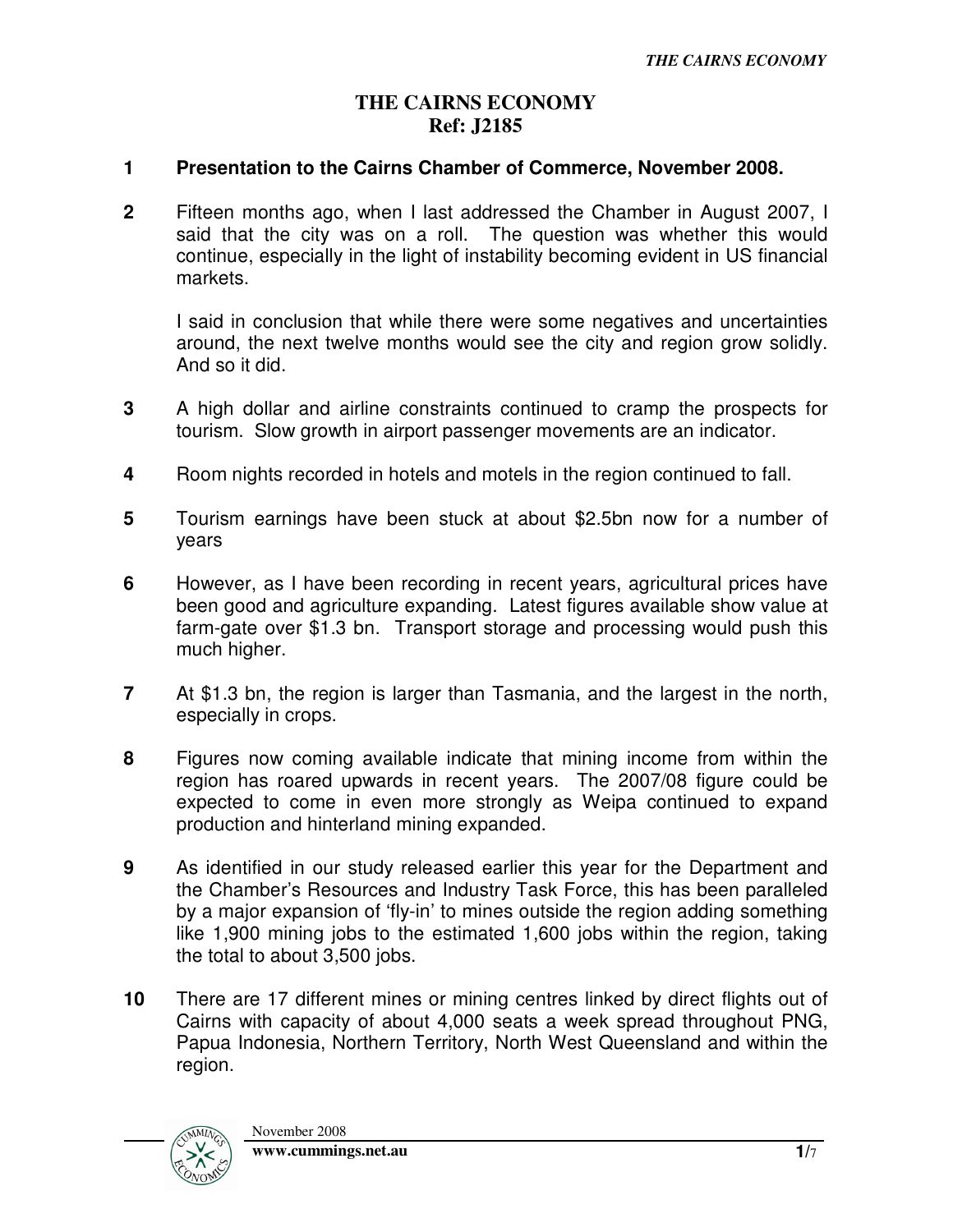# THE CAIRNS ECONOMY
# Ref: J2185

**1 Presentation to the Cairns Chamber of Commerce, November 2008.**

**2** Fifteen months ago, when I last addressed the Chamber in August 2007, I said that the city was on a roll. The question was whether this would continue, especially in the light of instability becoming evident in US financial markets.

I said in conclusion that while there were some negatives and uncertainties around, the next twelve months would see the city and region grow solidly. And so it did.

**3** A high dollar and airline constraints continued to cramp the prospects for tourism. Slow growth in airport passenger movements are an indicator.

**4** Room nights recorded in hotels and motels in the region continued to fall.

**5** Tourism earnings have been stuck at about $2.5bn now for a number of years

**6** However, as I have been recording in recent years, agricultural prices have been good and agriculture expanding. Latest figures available show value at farm-gate over $1.3 bn. Transport storage and processing would push this much higher.

**7** At $1.3 bn, the region is larger than Tasmania, and the largest in the north, especially in crops.

**8** Figures now coming available indicate that mining income from within the region has roared upwards in recent years. The 2007/08 figure could be expected to come in even more strongly as Weipa continued to expand production and hinterland mining expanded.

**9** As identified in our study released earlier this year for the Department and the Chamber's Resources and Industry Task Force, this has been paralleled by a major expansion of 'fly-in' to mines outside the region adding something like 1,900 mining jobs to the estimated 1,600 jobs within the region, taking the total to about 3,500 jobs.

**10** There are 17 different mines or mining centres linked by direct flights out of Cairns with capacity of about 4,000 seats a week spread throughout PNG, Papua Indonesia, Northern Territory, North West Queensland and within the region.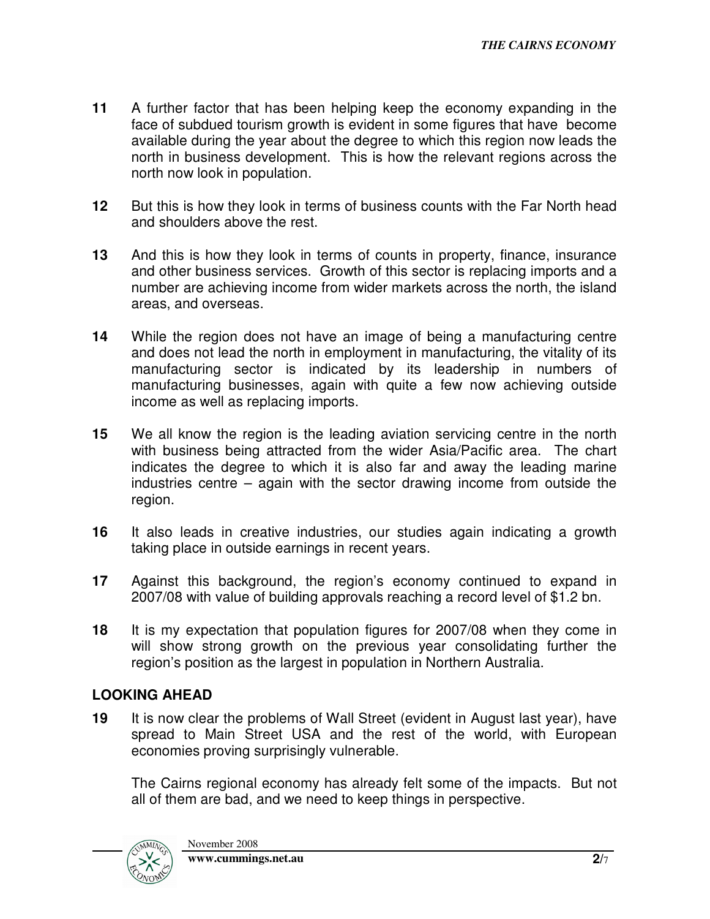**11** A further factor that has been helping keep the economy expanding in the face of subdued tourism growth is evident in some figures that have become available during the year about the degree to which this region now leads the north in business development. This is how the relevant regions across the north now look in population.

**12** But this is how they look in terms of business counts with the Far North head and shoulders above the rest.

**13** And this is how they look in terms of counts in property, finance, insurance and other business services. Growth of this sector is replacing imports and a number are achieving income from wider markets across the north, the island areas, and overseas.

**14** While the region does not have an image of being a manufacturing centre and does not lead the north in employment in manufacturing, the vitality of its manufacturing sector is indicated by its leadership in numbers of manufacturing businesses, again with quite a few now achieving outside income as well as replacing imports.

**15** We all know the region is the leading aviation servicing centre in the north with business being attracted from the wider Asia/Pacific area. The chart indicates the degree to which it is also far and away the leading marine industries centre – again with the sector drawing income from outside the region.

**16** It also leads in creative industries, our studies again indicating a growth taking place in outside earnings in recent years.

**17** Against this background, the region's economy continued to expand in 2007/08 with value of building approvals reaching a record level of $1.2 bn.

**18** It is my expectation that population figures for 2007/08 when they come in will show strong growth on the previous year consolidating further the region's position as the largest in population in Northern Australia.

## LOOKING AHEAD

**19** It is now clear the problems of Wall Street (evident in August last year), have spread to Main Street USA and the rest of the world, with European economies proving surprisingly vulnerable.

The Cairns regional economy has already felt some of the impacts. But not all of them are bad, and we need to keep things in perspective.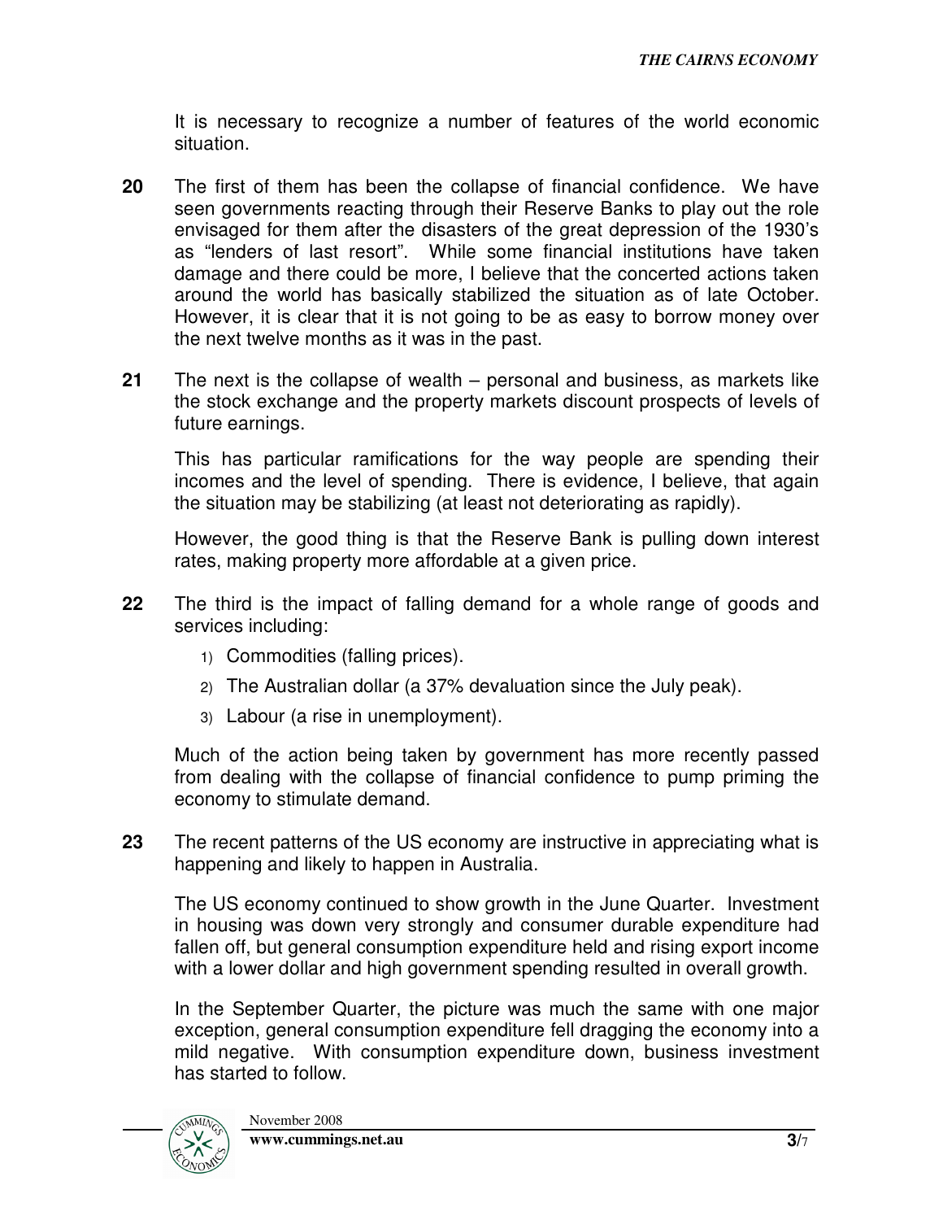It is necessary to recognize a number of features of the world economic situation.

**20** The first of them has been the collapse of financial confidence. We have seen governments reacting through their Reserve Banks to play out the role envisaged for them after the disasters of the great depression of the 1930's as "lenders of last resort". While some financial institutions have taken damage and there could be more, I believe that the concerted actions taken around the world has basically stabilized the situation as of late October. However, it is clear that it is not going to be as easy to borrow money over the next twelve months as it was in the past.

**21** The next is the collapse of wealth – personal and business, as markets like the stock exchange and the property markets discount prospects of levels of future earnings.

This has particular ramifications for the way people are spending their incomes and the level of spending. There is evidence, I believe, that again the situation may be stabilizing (at least not deteriorating as rapidly).

However, the good thing is that the Reserve Bank is pulling down interest rates, making property more affordable at a given price.

**22** The third is the impact of falling demand for a whole range of goods and services including:

1) Commodities (falling prices).
2) The Australian dollar (a 37% devaluation since the July peak).
3) Labour (a rise in unemployment).

Much of the action being taken by government has more recently passed from dealing with the collapse of financial confidence to pump priming the economy to stimulate demand.

**23** The recent patterns of the US economy are instructive in appreciating what is happening and likely to happen in Australia.

The US economy continued to show growth in the June Quarter. Investment in housing was down very strongly and consumer durable expenditure had fallen off, but general consumption expenditure held and rising export income with a lower dollar and high government spending resulted in overall growth.

In the September Quarter, the picture was much the same with one major exception, general consumption expenditure fell dragging the economy into a mild negative. With consumption expenditure down, business investment has started to follow.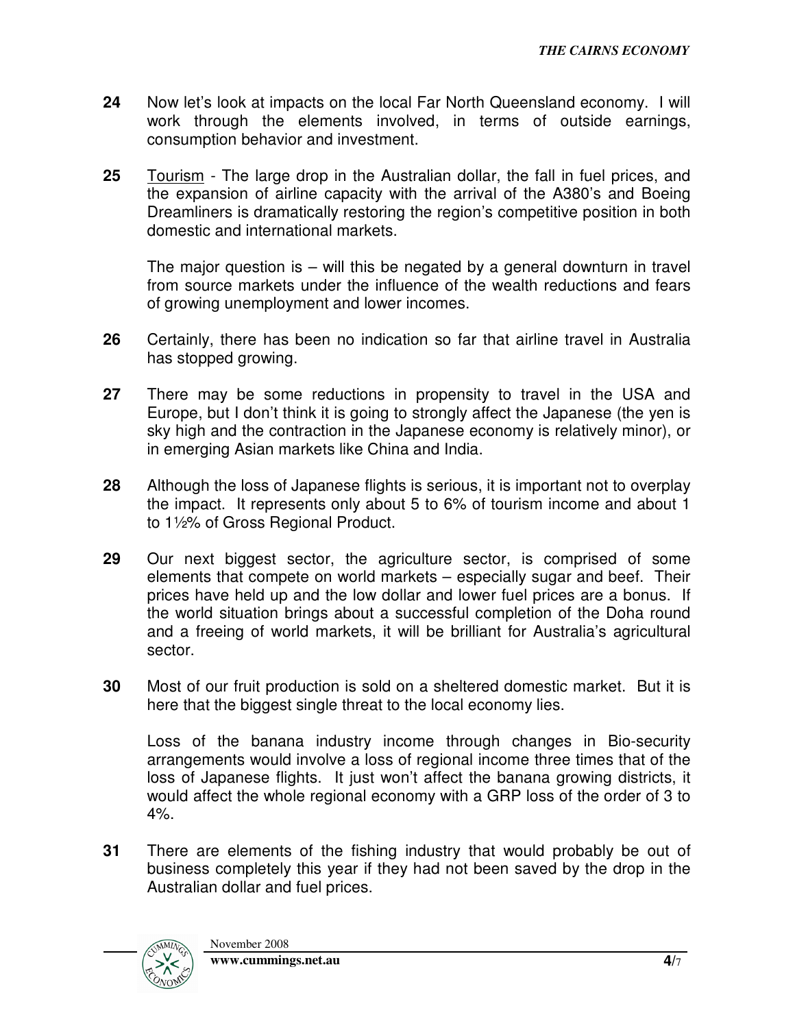**24** Now let's look at impacts on the local Far North Queensland economy. I will work through the elements involved, in terms of outside earnings, consumption behavior and investment.

**25** Tourism - The large drop in the Australian dollar, the fall in fuel prices, and the expansion of airline capacity with the arrival of the A380's and Boeing Dreamliners is dramatically restoring the region's competitive position in both domestic and international markets.

The major question is – will this be negated by a general downturn in travel from source markets under the influence of the wealth reductions and fears of growing unemployment and lower incomes.

**26** Certainly, there has been no indication so far that airline travel in Australia has stopped growing.

**27** There may be some reductions in propensity to travel in the USA and Europe, but I don't think it is going to strongly affect the Japanese (the yen is sky high and the contraction in the Japanese economy is relatively minor), or in emerging Asian markets like China and India.

**28** Although the loss of Japanese flights is serious, it is important not to overplay the impact. It represents only about 5 to 6% of tourism income and about 1 to 1½% of Gross Regional Product.

**29** Our next biggest sector, the agriculture sector, is comprised of some elements that compete on world markets – especially sugar and beef. Their prices have held up and the low dollar and lower fuel prices are a bonus. If the world situation brings about a successful completion of the Doha round and a freeing of world markets, it will be brilliant for Australia's agricultural sector.

**30** Most of our fruit production is sold on a sheltered domestic market. But it is here that the biggest single threat to the local economy lies.

Loss of the banana industry income through changes in Bio-security arrangements would involve a loss of regional income three times that of the loss of Japanese flights. It just won't affect the banana growing districts, it would affect the whole regional economy with a GRP loss of the order of 3 to 4%.

**31** There are elements of the fishing industry that would probably be out of business completely this year if they had not been saved by the drop in the Australian dollar and fuel prices.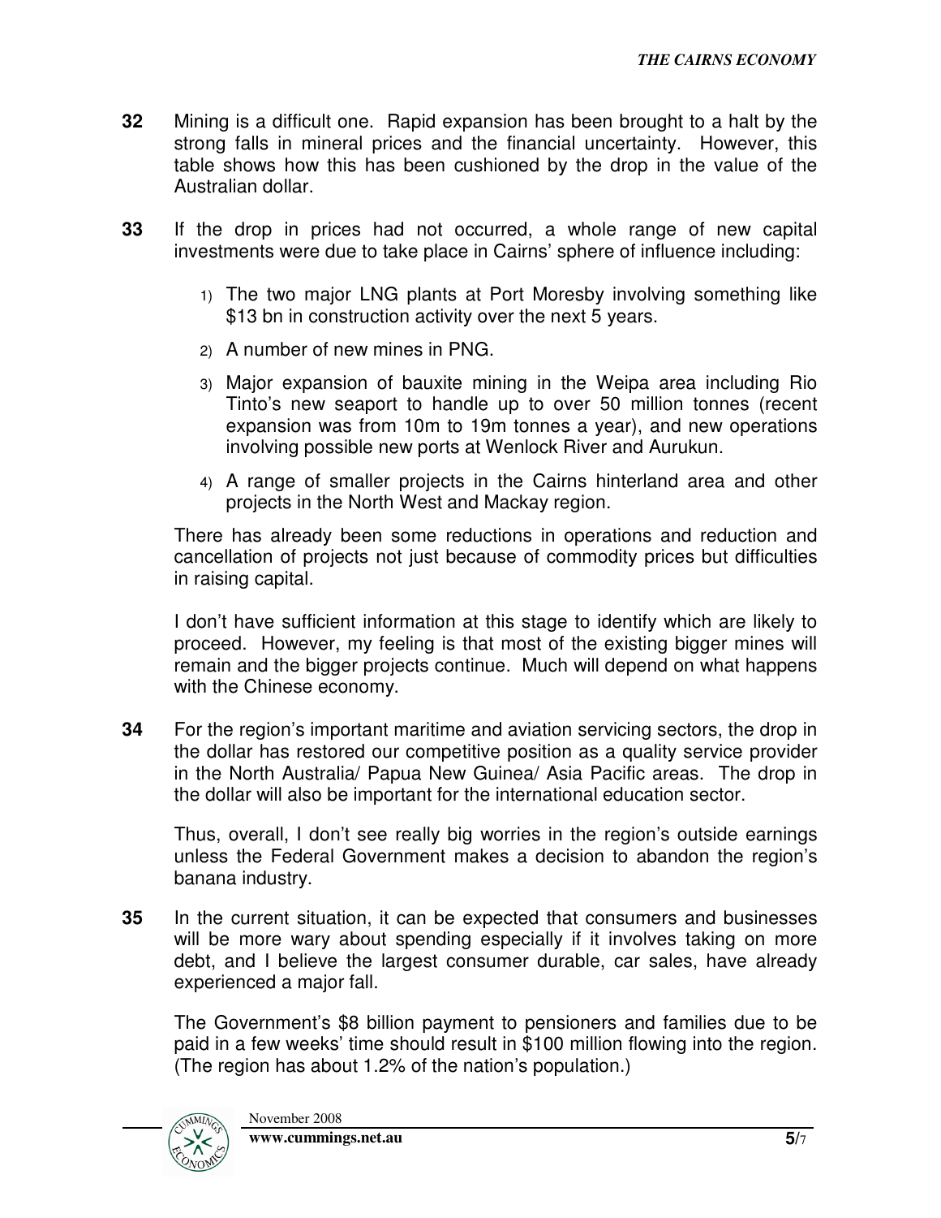**32** Mining is a difficult one. Rapid expansion has been brought to a halt by the strong falls in mineral prices and the financial uncertainty. However, this table shows how this has been cushioned by the drop in the value of the Australian dollar.

**33** If the drop in prices had not occurred, a whole range of new capital investments were due to take place in Cairns' sphere of influence including:

1) The two major LNG plants at Port Moresby involving something like $13 bn in construction activity over the next 5 years.

2) A number of new mines in PNG.

3) Major expansion of bauxite mining in the Weipa area including Rio Tinto's new seaport to handle up to over 50 million tonnes (recent expansion was from 10m to 19m tonnes a year), and new operations involving possible new ports at Wenlock River and Aurukun.

4) A range of smaller projects in the Cairns hinterland area and other projects in the North West and Mackay region.

There has already been some reductions in operations and reduction and cancellation of projects not just because of commodity prices but difficulties in raising capital.

I don't have sufficient information at this stage to identify which are likely to proceed. However, my feeling is that most of the existing bigger mines will remain and the bigger projects continue. Much will depend on what happens with the Chinese economy.

**34** For the region's important maritime and aviation servicing sectors, the drop in the dollar has restored our competitive position as a quality service provider in the North Australia/ Papua New Guinea/ Asia Pacific areas. The drop in the dollar will also be important for the international education sector.

Thus, overall, I don't see really big worries in the region's outside earnings unless the Federal Government makes a decision to abandon the region's banana industry.

**35** In the current situation, it can be expected that consumers and businesses will be more wary about spending especially if it involves taking on more debt, and I believe the largest consumer durable, car sales, have already experienced a major fall.

The Government's $8 billion payment to pensioners and families due to be paid in a few weeks' time should result in $100 million flowing into the region. (The region has about 1.2% of the nation's population.)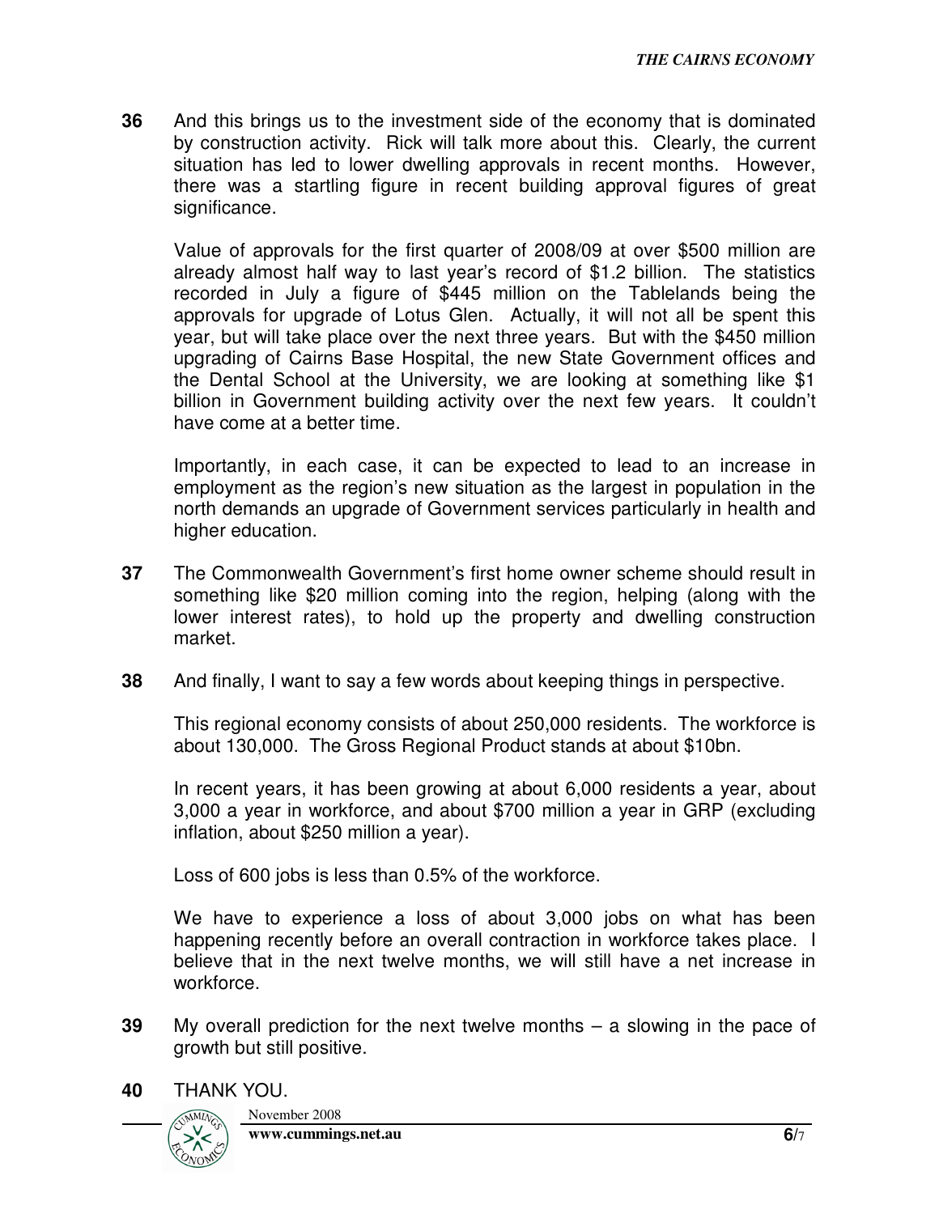**36** And this brings us to the investment side of the economy that is dominated by construction activity. Rick will talk more about this. Clearly, the current situation has led to lower dwelling approvals in recent months. However, there was a startling figure in recent building approval figures of great significance.

Value of approvals for the first quarter of 2008/09 at over $500 million are already almost half way to last year's record of $1.2 billion. The statistics recorded in July a figure of $445 million on the Tablelands being the approvals for upgrade of Lotus Glen. Actually, it will not all be spent this year, but will take place over the next three years. But with the $450 million upgrading of Cairns Base Hospital, the new State Government offices and the Dental School at the University, we are looking at something like $1 billion in Government building activity over the next few years. It couldn't have come at a better time.

Importantly, in each case, it can be expected to lead to an increase in employment as the region's new situation as the largest in population in the north demands an upgrade of Government services particularly in health and higher education.

**37** The Commonwealth Government's first home owner scheme should result in something like $20 million coming into the region, helping (along with the lower interest rates), to hold up the property and dwelling construction market.

**38** And finally, I want to say a few words about keeping things in perspective.

This regional economy consists of about 250,000 residents. The workforce is about 130,000. The Gross Regional Product stands at about $10bn.

In recent years, it has been growing at about 6,000 residents a year, about 3,000 a year in workforce, and about $700 million a year in GRP (excluding inflation, about $250 million a year).

Loss of 600 jobs is less than 0.5% of the workforce.

We have to experience a loss of about 3,000 jobs on what has been happening recently before an overall contraction in workforce takes place. I believe that in the next twelve months, we will still have a net increase in workforce.

**39** My overall prediction for the next twelve months – a slowing in the pace of growth but still positive.

**40** THANK YOU.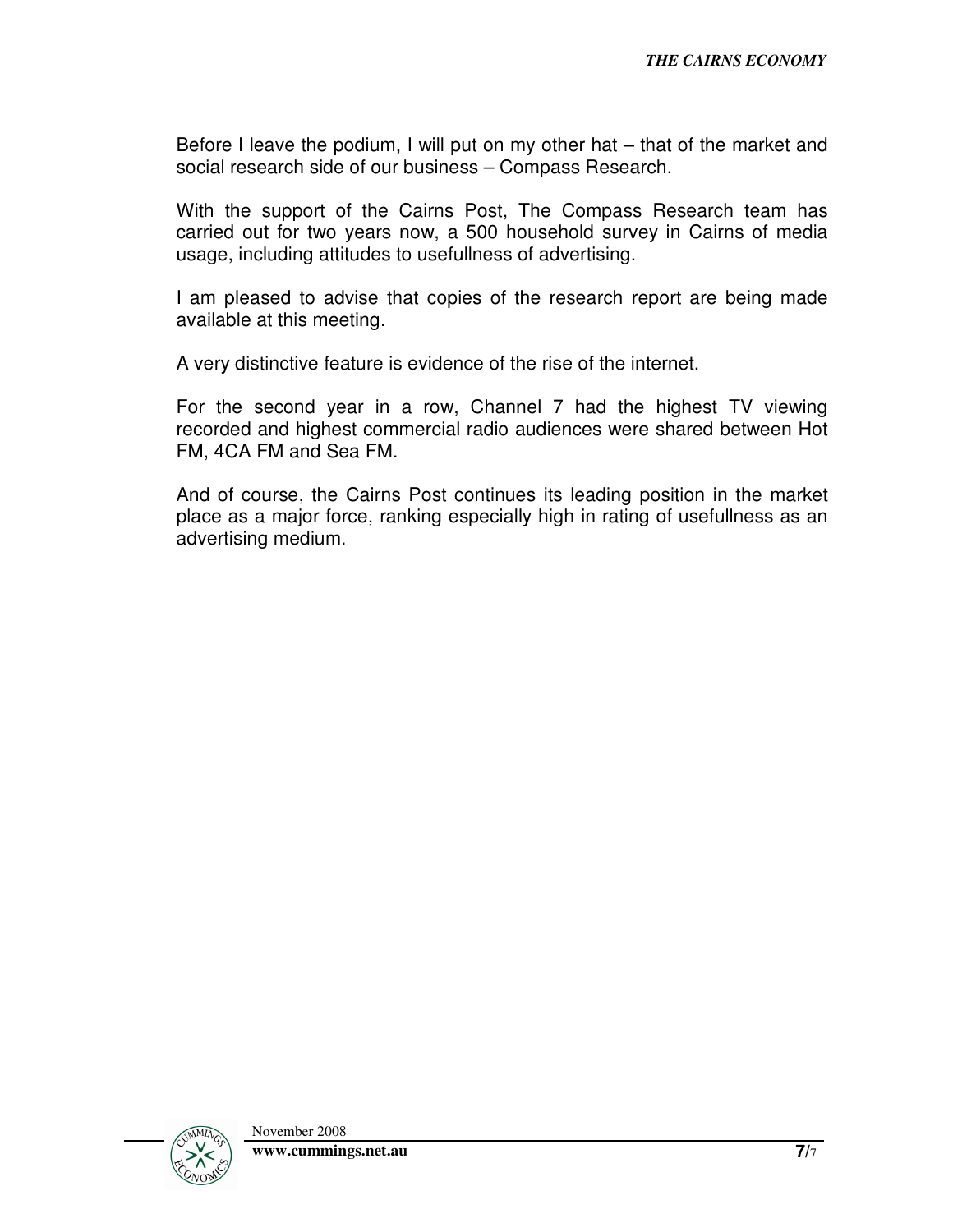Before I leave the podium, I will put on my other hat – that of the market and social research side of our business – Compass Research.

With the support of the Cairns Post, The Compass Research team has carried out for two years now, a 500 household survey in Cairns of media usage, including attitudes to usefullness of advertising.

I am pleased to advise that copies of the research report are being made available at this meeting.

A very distinctive feature is evidence of the rise of the internet.

For the second year in a row, Channel 7 had the highest TV viewing recorded and highest commercial radio audiences were shared between Hot FM, 4CA FM and Sea FM.

And of course, the Cairns Post continues its leading position in the market place as a major force, ranking especially high in rating of usefullness as an advertising medium.